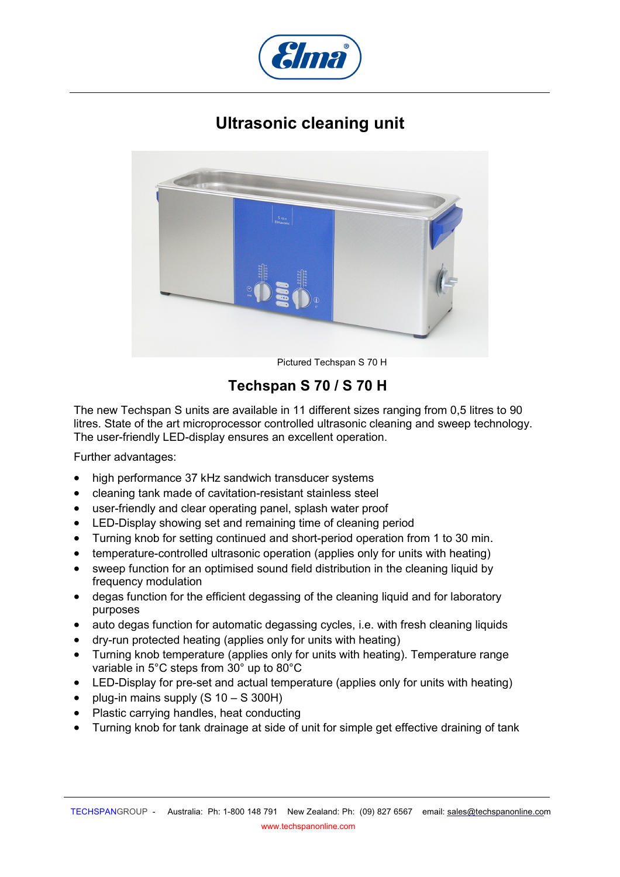# Ultrasonic cleaning unit

Pictured Techspan S 70 H

## Techspan S 70 / S 70 H

The new Techspan S units are available in 11 different sizes ranging from 0,5 litres to 90 litres. State of the art microprocessor controlled ultrasonic cleaning and sweep technology. The user-friendly LED-display ensures an excellent operation.

Further advantages:

- high performance 37 kHz sandwich transducer systems
- cleaning tank made of cavitation-resistant stainless steel
- user-friendly and clear operating panel, splash water proof
- LED-Display showing set and remaining time of cleaning period
- Turning knob for setting continued and short-period operation from 1 to 30 min.
- temperature-controlled ultrasonic operation (applies only for units with heating)
- sweep function for an optimised sound field distribution in the cleaning liquid by frequency modulation
- degas function for the efficient degassing of the cleaning liquid and for laboratory purposes
- auto degas function for automatic degassing cycles, i.e. with fresh cleaning liquids
- dry-run protected heating (applies only for units with heating)
- Turning knob temperature (applies only for units with heating). Temperature range variable in 5°C steps from 30° up to 80°C
- LED-Display for pre-set and actual temperature (applies only for units with heating)
- plug-in mains supply (S 10 – S 300H)
- Plastic carrying handles, heat conducting
- Turning knob for tank drainage at side of unit for simple get effective draining of tank

TECHSPANGROUP - Australia: Ph: 1-800 148 791 New Zealand: Ph: (09) 827 6567 email: sales@techspanonline.com
www.techspanonline.com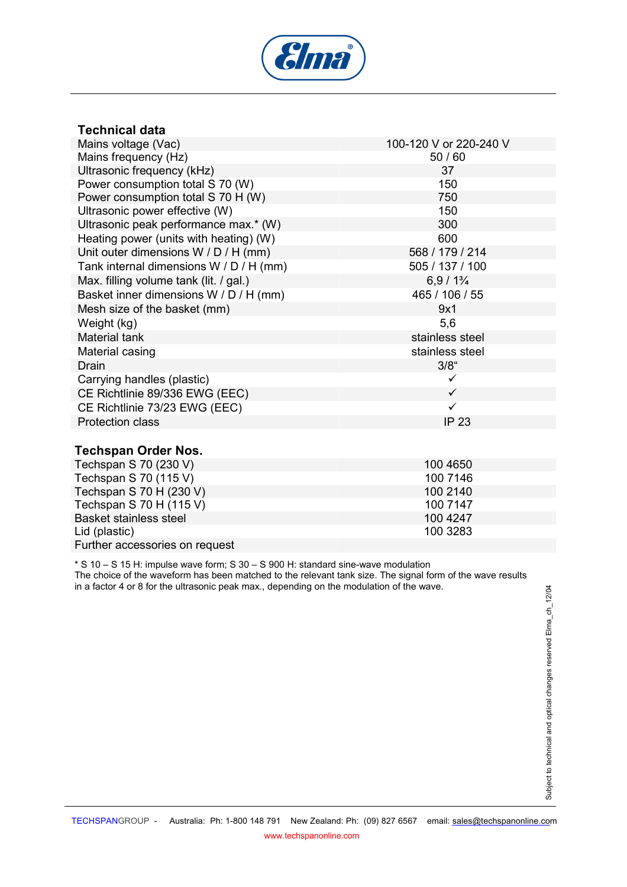## Technical data

| | |
|---|---|
| Mains voltage (Vac) | 100-120 V or 220-240 V |
| Mains frequency (Hz) | 50 / 60 |
| Ultrasonic frequency (kHz) | 37 |
| Power consumption total S 70 (W) | 150 |
| Power consumption total S 70 H (W) | 750 |
| Ultrasonic power effective (W) | 150 |
| Ultrasonic peak performance max.* (W) | 300 |
| Heating power (units with heating) (W) | 600 |
| Unit outer dimensions W / D / H (mm) | 568 / 179 / 214 |
| Tank internal dimensions W / D / H (mm) | 505 / 137 / 100 |
| Max. filling volume tank (lit. / gal.) | 6,9 / 1¾ |
| Basket inner dimensions W / D / H (mm) | 465 / 106 / 55 |
| Mesh size of the basket (mm) | 9x1 |
| Weight (kg) | 5,6 |
| Material tank | stainless steel |
| Material casing | stainless steel |
| Drain | 3/8“ |
| Carrying handles (plastic) | ✓ |
| CE Richtlinie 89/336 EWG (EEC) | ✓ |
| CE Richtlinie 73/23 EWG (EEC) | ✓ |
| Protection class | IP 23 |

## Techspan Order Nos.

| | |
|---|---|
| Techspan S 70 (230 V) | 100 4650 |
| Techspan S 70 (115 V) | 100 7146 |
| Techspan S 70 H (230 V) | 100 2140 |
| Techspan S 70 H (115 V) | 100 7147 |
| Basket stainless steel | 100 4247 |
| Lid (plastic) | 100 3283 |
| Further accessories on request | |

* S 10 – S 15 H: impulse wave form; S 30 – S 900 H: standard sine-wave modulation
The choice of the waveform has been matched to the relevant tank size. The signal form of the wave results in a factor 4 or 8 for the ultrasonic peak max., depending on the modulation of the wave.

Subject to technical and optical changes reserved Elma_ch_12/04

TECHSPANGROUP - Australia: Ph: 1-800 148 791 New Zealand: Ph: (09) 827 6567 email: sales@techspanonline.com
www.techspanonline.com